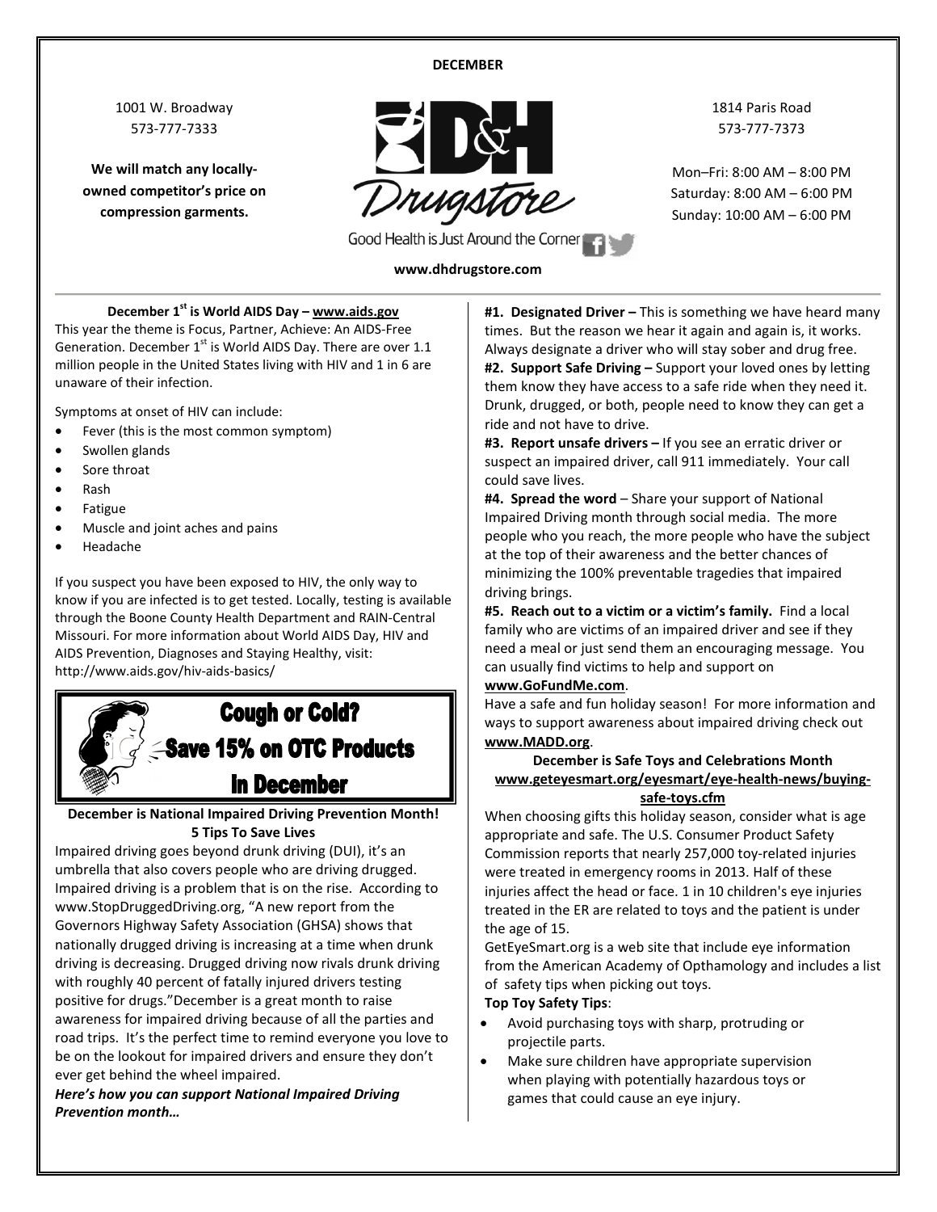DECEMBER

1001 W. Broadway
573-777-7333

**We will match any locally-owned competitor's price on compression garments.**

D&H Drugstore

Good Health is Just Around the Corner

www.dhdrugstore.com

1814 Paris Road
573-777-7373

Mon–Fri: 8:00 AM – 8:00 PM
Saturday: 8:00 AM – 6:00 PM
Sunday: 10:00 AM – 6:00 PM

### December 1st is World AIDS Day – www.aids.gov

This year the theme is Focus, Partner, Achieve: An AIDS-Free Generation. December 1st is World AIDS Day. There are over 1.1 million people in the United States living with HIV and 1 in 6 are unaware of their infection.

Symptoms at onset of HIV can include:

- Fever (this is the most common symptom)
- Swollen glands
- Sore throat
- Rash
- Fatigue
- Muscle and joint aches and pains
- Headache

If you suspect you have been exposed to HIV, the only way to know if you are infected is to get tested. Locally, testing is available through the Boone County Health Department and RAIN-Central Missouri. For more information about World AIDS Day, HIV and AIDS Prevention, Diagnoses and Staying Healthy, visit: http://www.aids.gov/hiv-aids-basics/

**Cough or Cold?**
**Save 15% on OTC Products**
**In December**

### December is National Impaired Driving Prevention Month! 5 Tips To Save Lives

Impaired driving goes beyond drunk driving (DUI), it's an umbrella that also covers people who are driving drugged. Impaired driving is a problem that is on the rise. According to www.StopDruggedDriving.org, "A new report from the Governors Highway Safety Association (GHSA) shows that nationally drugged driving is increasing at a time when drunk driving is decreasing. Drugged driving now rivals drunk driving with roughly 40 percent of fatally injured drivers testing positive for drugs."December is a great month to raise awareness for impaired driving because of all the parties and road trips. It's the perfect time to remind everyone you love to be on the lookout for impaired drivers and ensure they don't ever get behind the wheel impaired.

***Here's how you can support National Impaired Driving Prevention month…***

**#1. Designated Driver –** This is something we have heard many times. But the reason we hear it again and again is, it works. Always designate a driver who will stay sober and drug free.

**#2. Support Safe Driving –** Support your loved ones by letting them know they have access to a safe ride when they need it. Drunk, drugged, or both, people need to know they can get a ride and not have to drive.

**#3. Report unsafe drivers –** If you see an erratic driver or suspect an impaired driver, call 911 immediately. Your call could save lives.

**#4. Spread the word** – Share your support of National Impaired Driving month through social media. The more people who you reach, the more people who have the subject at the top of their awareness and the better chances of minimizing the 100% preventable tragedies that impaired driving brings.

**#5. Reach out to a victim or a victim's family.** Find a local family who are victims of an impaired driver and see if they need a meal or just send them an encouraging message. You can usually find victims to help and support on **www.GoFundMe.com**.

Have a safe and fun holiday season! For more information and ways to support awareness about impaired driving check out **www.MADD.org**.

### December is Safe Toys and Celebrations Month
**www.geteyesmart.org/eyesmart/eye-health-news/buying-safe-toys.cfm**

When choosing gifts this holiday season, consider what is age appropriate and safe. The U.S. Consumer Product Safety Commission reports that nearly 257,000 toy-related injuries were treated in emergency rooms in 2013. Half of these injuries affect the head or face. 1 in 10 children's eye injuries treated in the ER are related to toys and the patient is under the age of 15.

GetEyeSmart.org is a web site that include eye information from the American Academy of Opthamology and includes a list of safety tips when picking out toys.

**Top Toy Safety Tips**:

- Avoid purchasing toys with sharp, protruding or projectile parts.
- Make sure children have appropriate supervision when playing with potentially hazardous toys or games that could cause an eye injury.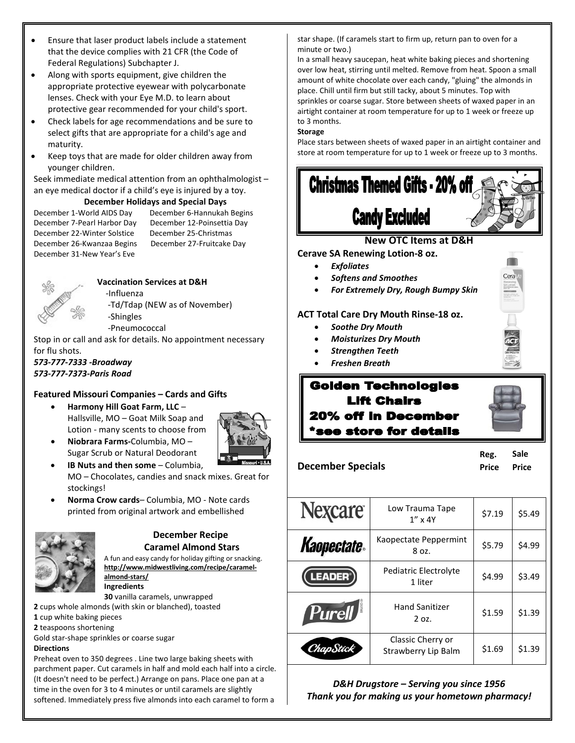- Ensure that laser product labels include a statement that the device complies with 21 CFR (the Code of Federal Regulations) Subchapter J.
- Along with sports equipment, give children the appropriate protective eyewear with polycarbonate lenses. Check with your Eye M.D. to learn about protective gear recommended for your child's sport.
- Check labels for age recommendations and be sure to select gifts that are appropriate for a child's age and maturity.
- Keep toys that are made for older children away from younger children.

Seek immediate medical attention from an ophthalmologist – an eye medical doctor if a child's eye is injured by a toy.

**December Holidays and Special Days**

December 1-World AIDS Day
December 6-Hannukah Begins
December 7-Pearl Harbor Day
December 12-Poinsettia Day
December 22-Winter Solstice
December 25-Christmas
December 26-Kwanzaa Begins
December 27-Fruitcake Day
December 31-New Year's Eve

**Vaccination Services at D&H**

-Influenza
-Td/Tdap (NEW as of November)
-Shingles
-Pneumococcal

Stop in or call and ask for details. No appointment necessary for flu shots.

*573-777-7333 -Broadway*
*573-777-7373-Paris Road*

**Featured Missouri Companies – Cards and Gifts**

- **Harmony Hill Goat Farm, LLC** – Hallsville, MO – Goat Milk Soap and Lotion - many scents to choose from
- **Niobrara Farms-**Columbia, MO – Sugar Scrub or Natural Deodorant
- **IB Nuts and then some** – Columbia, MO – Chocolates, candies and snack mixes. Great for stockings!
- **Norma Crow cards**– Columbia, MO - Note cards printed from original artwork and embellished

**December Recipe**
**Caramel Almond Stars**

A fun and easy candy for holiday gifting or snacking.
**http://www.midwestliving.com/recipe/caramel-almond-stars/**

**Ingredients**

**30** vanilla caramels, unwrapped
**2** cups whole almonds (with skin or blanched), toasted
**1** cup white baking pieces
**2** teaspoons shortening
Gold star-shape sprinkles or coarse sugar

**Directions**

Preheat oven to 350 degrees . Line two large baking sheets with parchment paper. Cut caramels in half and mold each half into a circle. (It doesn't need to be perfect.) Arrange on pans. Place one pan at a time in the oven for 3 to 4 minutes or until caramels are slightly softened. Immediately press five almonds into each caramel to form a star shape. (If caramels start to firm up, return pan to oven for a minute or two.)

In a small heavy saucepan, heat white baking pieces and shortening over low heat, stirring until melted. Remove from heat. Spoon a small amount of white chocolate over each candy, "gluing" the almonds in place. Chill until firm but still tacky, about 5 minutes. Top with sprinkles or coarse sugar. Store between sheets of waxed paper in an airtight container at room temperature for up to 1 week or freeze up to 3 months.

**Storage**

Place stars between sheets of waxed paper in an airtight container and store at room temperature for up to 1 week or freeze up to 3 months.

**Christmas Themed Gifts - 20% off**
**Candy Excluded**

**New OTC Items at D&H**

**Cerave SA Renewing Lotion-8 oz.**

- ***Exfoliates***
- ***Softens and Smoothes***
- ***For Extremely Dry, Rough Bumpy Skin***

**ACT Total Care Dry Mouth Rinse-18 oz.**

- ***Soothe Dry Mouth***
- ***Moisturizes Dry Mouth***
- ***Strengthen Teeth***
- ***Freshen Breath***

**Golden Technologies Lift Chairs**
**20% off in December**
***see store for details**

**December Specials**

| | | Reg. Price | Sale Price |
|---|---|---|---|
| Nexcare | Low Trauma Tape 1" x 4Y | \$7.19 | \$5.49 |
| Kaopectate | Kaopectate Peppermint 8 oz. | \$5.79 | \$4.99 |
| LEADER | Pediatric Electrolyte 1 liter | \$4.99 | \$3.49 |
| Purell | Hand Sanitizer 2 oz. | \$1.59 | \$1.39 |
| ChapStick | Classic Cherry or Strawberry Lip Balm | \$1.69 | \$1.39 |

***D&H Drugstore – Serving you since 1956***
***Thank you for making us your hometown pharmacy!***